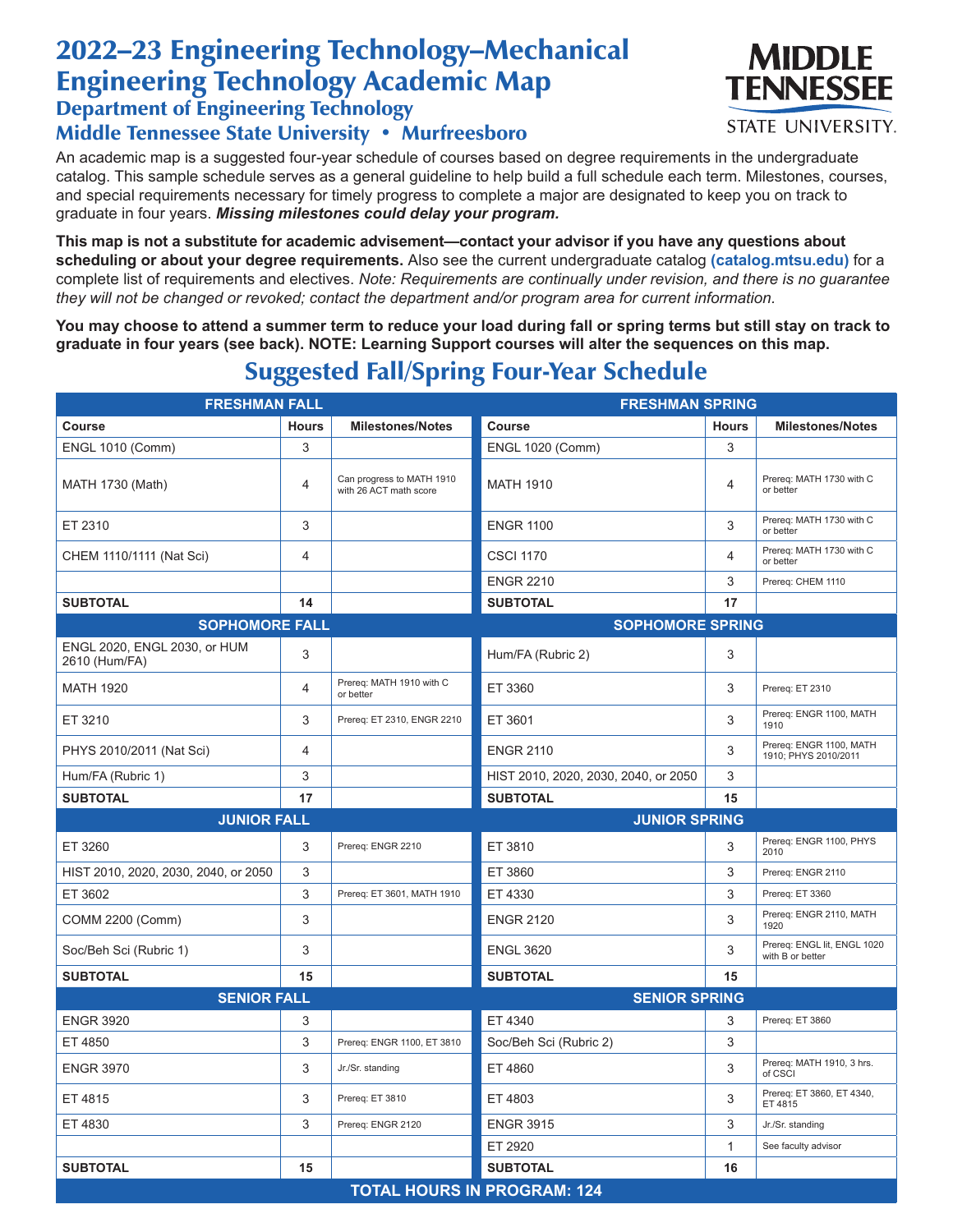# 2022–23 Engineering Technology–Mechanical Engineering Technology Academic Map

## Department of Engineering Technology

## Middle Tennessee State University • Murfreesboro

An academic map is a suggested four-year schedule of courses based on degree requirements in the undergraduate catalog. This sample schedule serves as a general guideline to help build a full schedule each term. Milestones, courses, and special requirements necessary for timely progress to complete a major are designated to keep you on track to graduate in four years. ***Missing milestones could delay your program.***

**This map is not a substitute for academic advisement—contact your advisor if you have any questions about scheduling or about your degree requirements.** Also see the current undergraduate catalog **(catalog.mtsu.edu)** for a complete list of requirements and electives. *Note: Requirements are continually under revision, and there is no guarantee they will not be changed or revoked; contact the department and/or program area for current information.*

**You may choose to attend a summer term to reduce your load during fall or spring terms but still stay on track to graduate in four years (see back). NOTE: Learning Support courses will alter the sequences on this map.**

## Suggested Fall/Spring Four-Year Schedule

| FRESHMAN FALL | | | FRESHMAN SPRING | | |
|---|---|---|---|---|---|
| **Course** | **Hours** | **Milestones/Notes** | **Course** | **Hours** | **Milestones/Notes** |
| ENGL 1010 (Comm) | 3 | | ENGL 1020 (Comm) | 3 | |
| MATH 1730 (Math) | 4 | Can progress to MATH 1910 with 26 ACT math score | MATH 1910 | 4 | Prereq: MATH 1730 with C or better |
| ET 2310 | 3 | | ENGR 1100 | 3 | Prereq: MATH 1730 with C or better |
| CHEM 1110/1111 (Nat Sci) | 4 | | CSCI 1170 | 4 | Prereq: MATH 1730 with C or better |
| | | | ENGR 2210 | 3 | Prereq: CHEM 1110 |
| **SUBTOTAL** | **14** | | **SUBTOTAL** | **17** | |
| **SOPHOMORE FALL** | | | **SOPHOMORE SPRING** | | |
| ENGL 2020, ENGL 2030, or HUM 2610 (Hum/FA) | 3 | | Hum/FA (Rubric 2) | 3 | |
| MATH 1920 | 4 | Prereq: MATH 1910 with C or better | ET 3360 | 3 | Prereq: ET 2310 |
| ET 3210 | 3 | Prereq: ET 2310, ENGR 2210 | ET 3601 | 3 | Prereq: ENGR 1100, MATH 1910 |
| PHYS 2010/2011 (Nat Sci) | 4 | | ENGR 2110 | 3 | Prereq: ENGR 1100, MATH 1910; PHYS 2010/2011 |
| Hum/FA (Rubric 1) | 3 | | HIST 2010, 2020, 2030, 2040, or 2050 | 3 | |
| **SUBTOTAL** | **17** | | **SUBTOTAL** | **15** | |
| **JUNIOR FALL** | | | **JUNIOR SPRING** | | |
| ET 3260 | 3 | Prereq: ENGR 2210 | ET 3810 | 3 | Prereq: ENGR 1100, PHYS 2010 |
| HIST 2010, 2020, 2030, 2040, or 2050 | 3 | | ET 3860 | 3 | Prereq: ENGR 2110 |
| ET 3602 | 3 | Prereq: ET 3601, MATH 1910 | ET 4330 | 3 | Prereq: ET 3360 |
| COMM 2200 (Comm) | 3 | | ENGR 2120 | 3 | Prereq: ENGR 2110, MATH 1920 |
| Soc/Beh Sci (Rubric 1) | 3 | | ENGL 3620 | 3 | Prereq: ENGL lit, ENGL 1020 with B or better |
| **SUBTOTAL** | **15** | | **SUBTOTAL** | **15** | |
| **SENIOR FALL** | | | **SENIOR SPRING** | | |
| ENGR 3920 | 3 | | ET 4340 | 3 | Prereq: ET 3860 |
| ET 4850 | 3 | Prereq: ENGR 1100, ET 3810 | Soc/Beh Sci (Rubric 2) | 3 | |
| ENGR 3970 | 3 | Jr./Sr. standing | ET 4860 | 3 | Prereq: MATH 1910, 3 hrs. of CSCI |
| ET 4815 | 3 | Prereq: ET 3810 | ET 4803 | 3 | Prereq: ET 3860, ET 4340, ET 4815 |
| ET 4830 | 3 | Prereq: ENGR 2120 | ENGR 3915 | 3 | Jr./Sr. standing |
| | | | ET 2920 | 1 | See faculty advisor |
| **SUBTOTAL** | **15** | | **SUBTOTAL** | **16** | |
| **TOTAL HOURS IN PROGRAM: 124** | | | | | |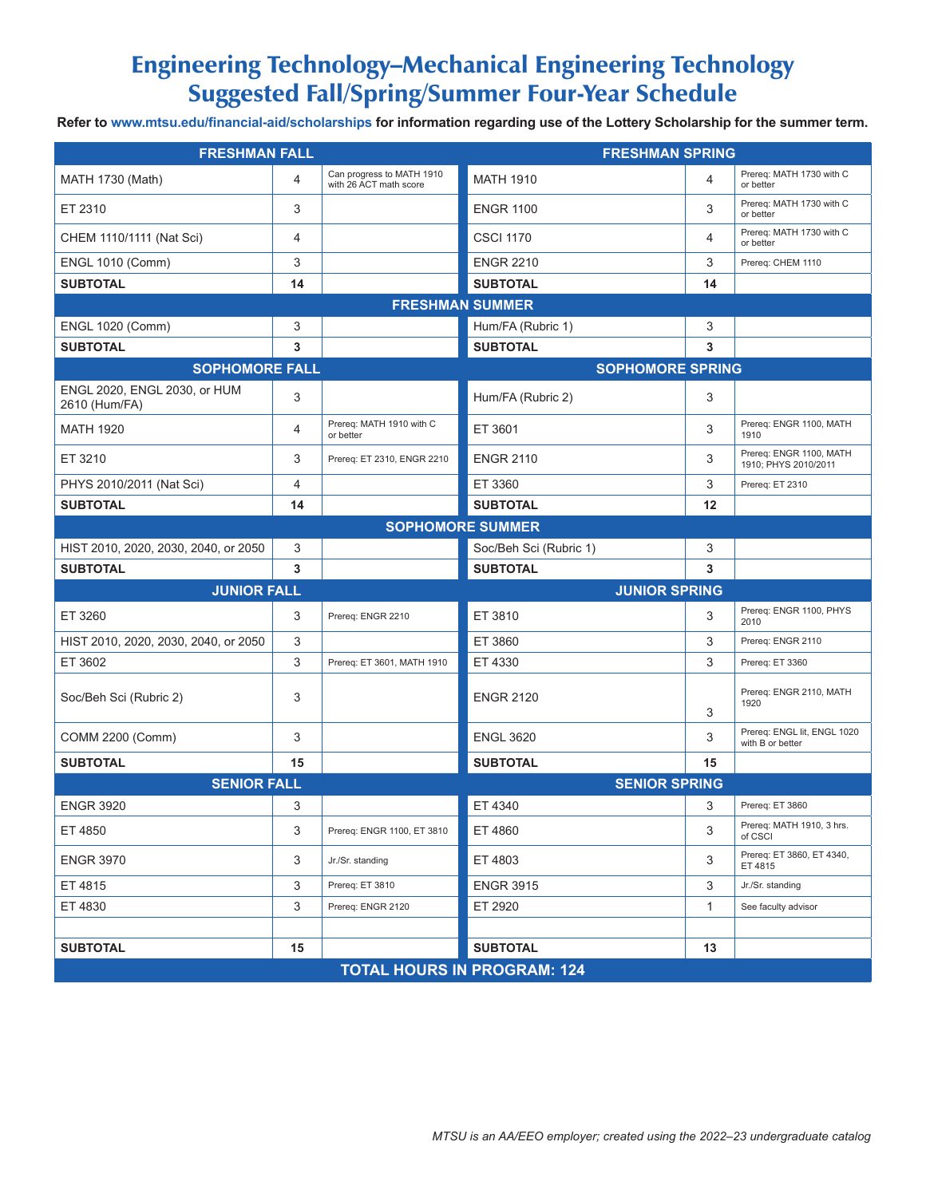# Engineering Technology–Mechanical Engineering Technology
# Suggested Fall/Spring/Summer Four-Year Schedule

**Refer to www.mtsu.edu/financial-aid/scholarships for information regarding use of the Lottery Scholarship for the summer term.**

| FRESHMAN FALL | | | FRESHMAN SPRING | | |
|---|---|---|---|---|---|
| MATH 1730 (Math) | 4 | Can progress to MATH 1910 with 26 ACT math score | MATH 1910 | 4 | Prereq: MATH 1730 with C or better |
| ET 2310 | 3 | | ENGR 1100 | 3 | Prereq: MATH 1730 with C or better |
| CHEM 1110/1111 (Nat Sci) | 4 | | CSCI 1170 | 4 | Prereq: MATH 1730 with C or better |
| ENGL 1010 (Comm) | 3 | | ENGR 2210 | 3 | Prereq: CHEM 1110 |
| **SUBTOTAL** | **14** | | **SUBTOTAL** | **14** | |
| **FRESHMAN SUMMER** | | | | | |
| ENGL 1020 (Comm) | 3 | | Hum/FA (Rubric 1) | 3 | |
| **SUBTOTAL** | **3** | | **SUBTOTAL** | **3** | |
| **SOPHOMORE FALL** | | | **SOPHOMORE SPRING** | | |
| ENGL 2020, ENGL 2030, or HUM 2610 (Hum/FA) | 3 | | Hum/FA (Rubric 2) | 3 | |
| MATH 1920 | 4 | Prereq: MATH 1910 with C or better | ET 3601 | 3 | Prereq: ENGR 1100, MATH 1910 |
| ET 3210 | 3 | Prereq: ET 2310, ENGR 2210 | ENGR 2110 | 3 | Prereq: ENGR 1100, MATH 1910; PHYS 2010/2011 |
| PHYS 2010/2011 (Nat Sci) | 4 | | ET 3360 | 3 | Prereq: ET 2310 |
| **SUBTOTAL** | **14** | | **SUBTOTAL** | **12** | |
| **SOPHOMORE SUMMER** | | | | | |
| HIST 2010, 2020, 2030, 2040, or 2050 | 3 | | Soc/Beh Sci (Rubric 1) | 3 | |
| **SUBTOTAL** | **3** | | **SUBTOTAL** | **3** | |
| **JUNIOR FALL** | | | **JUNIOR SPRING** | | |
| ET 3260 | 3 | Prereq: ENGR 2210 | ET 3810 | 3 | Prereq: ENGR 1100, PHYS 2010 |
| HIST 2010, 2020, 2030, 2040, or 2050 | 3 | | ET 3860 | 3 | Prereq: ENGR 2110 |
| ET 3602 | 3 | Prereq: ET 3601, MATH 1910 | ET 4330 | 3 | Prereq: ET 3360 |
| Soc/Beh Sci (Rubric 2) | 3 | | ENGR 2120 | 3 | Prereq: ENGR 2110, MATH 1920 |
| COMM 2200 (Comm) | 3 | | ENGL 3620 | 3 | Prereq: ENGL lit, ENGL 1020 with B or better |
| **SUBTOTAL** | **15** | | **SUBTOTAL** | **15** | |
| **SENIOR FALL** | | | **SENIOR SPRING** | | |
| ENGR 3920 | 3 | | ET 4340 | 3 | Prereq: ET 3860 |
| ET 4850 | 3 | Prereq: ENGR 1100, ET 3810 | ET 4860 | 3 | Prereq: MATH 1910, 3 hrs. of CSCI |
| ENGR 3970 | 3 | Jr./Sr. standing | ET 4803 | 3 | Prereq: ET 3860, ET 4340, ET 4815 |
| ET 4815 | 3 | Prereq: ET 3810 | ENGR 3915 | 3 | Jr./Sr. standing |
| ET 4830 | 3 | Prereq: ENGR 2120 | ET 2920 | 1 | See faculty advisor |
| | | | | | |
| **SUBTOTAL** | **15** | | **SUBTOTAL** | **13** | |
| **TOTAL HOURS IN PROGRAM: 124** | | | | | |

*MTSU is an AA/EEO employer; created using the 2022–23 undergraduate catalog*